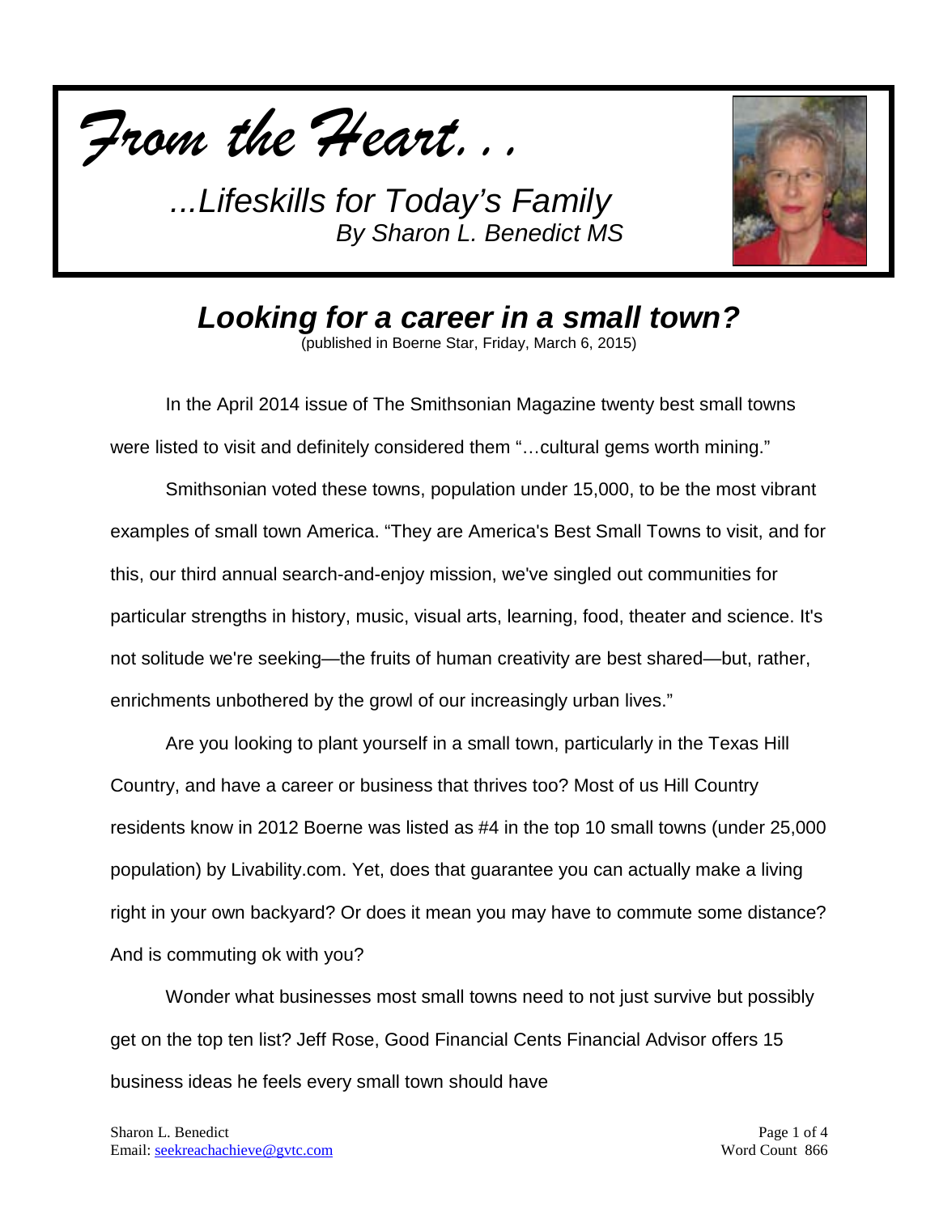*From the Heart...*

*...Lifeskills for Today's Family*
*By Sharon L. Benedict MS*

## *Looking for a career in a small town?*

(published in Boerne Star, Friday, March 6, 2015)

In the April 2014 issue of The Smithsonian Magazine twenty best small towns were listed to visit and definitely considered them "…cultural gems worth mining."

Smithsonian voted these towns, population under 15,000, to be the most vibrant examples of small town America. "They are America's Best Small Towns to visit, and for this, our third annual search-and-enjoy mission, we've singled out communities for particular strengths in history, music, visual arts, learning, food, theater and science. It's not solitude we're seeking—the fruits of human creativity are best shared—but, rather, enrichments unbothered by the growl of our increasingly urban lives."

Are you looking to plant yourself in a small town, particularly in the Texas Hill Country, and have a career or business that thrives too? Most of us Hill Country residents know in 2012 Boerne was listed as #4 in the top 10 small towns (under 25,000 population) by Livability.com. Yet, does that guarantee you can actually make a living right in your own backyard? Or does it mean you may have to commute some distance? And is commuting ok with you?

Wonder what businesses most small towns need to not just survive but possibly get on the top ten list? Jeff Rose, Good Financial Cents Financial Advisor offers 15 business ideas he feels every small town should have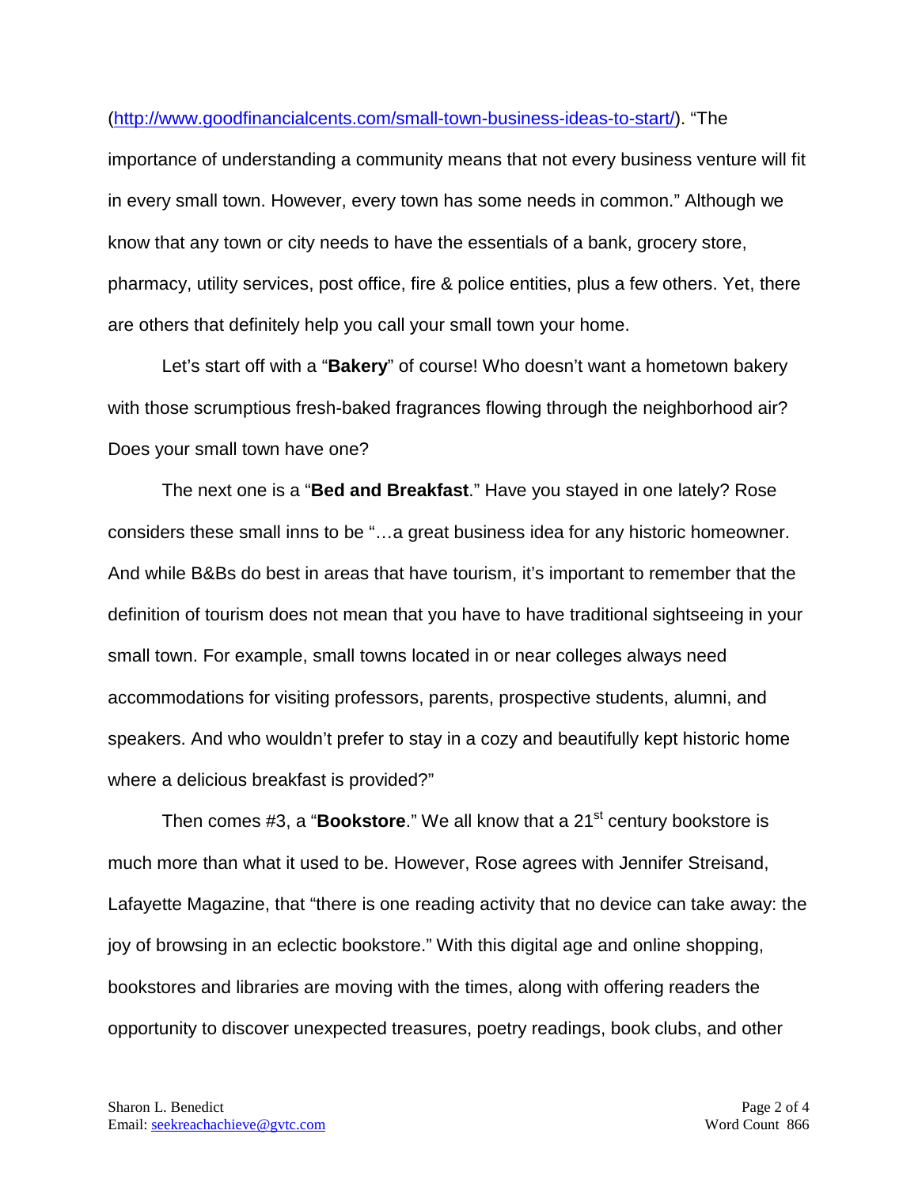(http://www.goodfinancialcents.com/small-town-business-ideas-to-start/). "The importance of understanding a community means that not every business venture will fit in every small town. However, every town has some needs in common." Although we know that any town or city needs to have the essentials of a bank, grocery store, pharmacy, utility services, post office, fire & police entities, plus a few others. Yet, there are others that definitely help you call your small town your home.

Let's start off with a "**Bakery**" of course! Who doesn't want a hometown bakery with those scrumptious fresh-baked fragrances flowing through the neighborhood air? Does your small town have one?

The next one is a "**Bed and Breakfast**." Have you stayed in one lately? Rose considers these small inns to be "…a great business idea for any historic homeowner. And while B&Bs do best in areas that have tourism, it's important to remember that the definition of tourism does not mean that you have to have traditional sightseeing in your small town. For example, small towns located in or near colleges always need accommodations for visiting professors, parents, prospective students, alumni, and speakers. And who wouldn't prefer to stay in a cozy and beautifully kept historic home where a delicious breakfast is provided?"

Then comes #3, a "**Bookstore**." We all know that a 21st century bookstore is much more than what it used to be. However, Rose agrees with Jennifer Streisand, Lafayette Magazine, that "there is one reading activity that no device can take away: the joy of browsing in an eclectic bookstore." With this digital age and online shopping, bookstores and libraries are moving with the times, along with offering readers the opportunity to discover unexpected treasures, poetry readings, book clubs, and other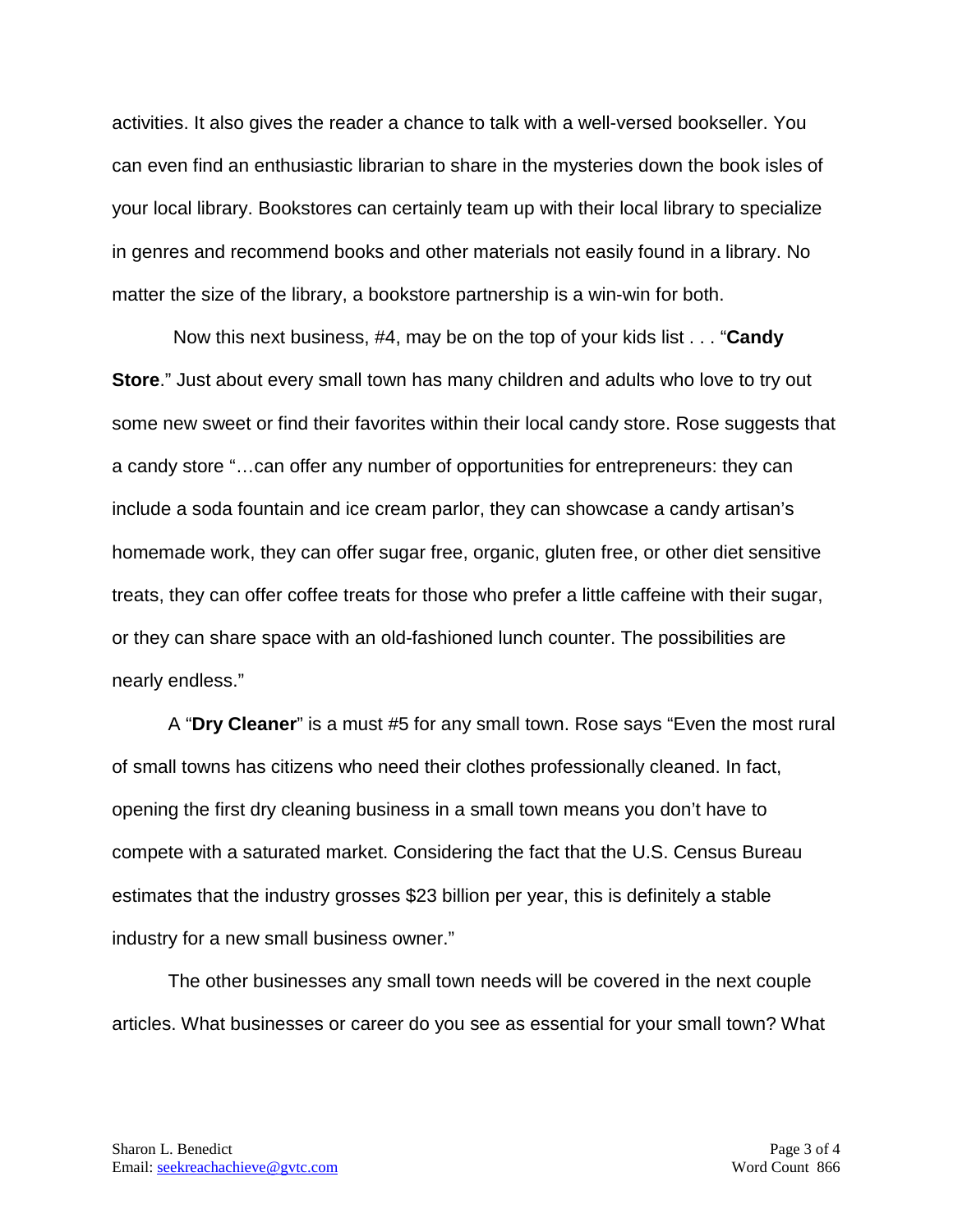activities. It also gives the reader a chance to talk with a well-versed bookseller. You can even find an enthusiastic librarian to share in the mysteries down the book isles of your local library. Bookstores can certainly team up with their local library to specialize in genres and recommend books and other materials not easily found in a library. No matter the size of the library, a bookstore partnership is a win-win for both.

Now this next business, #4, may be on the top of your kids list . . . "**Candy Store**." Just about every small town has many children and adults who love to try out some new sweet or find their favorites within their local candy store. Rose suggests that a candy store "…can offer any number of opportunities for entrepreneurs: they can include a soda fountain and ice cream parlor, they can showcase a candy artisan's homemade work, they can offer sugar free, organic, gluten free, or other diet sensitive treats, they can offer coffee treats for those who prefer a little caffeine with their sugar, or they can share space with an old-fashioned lunch counter. The possibilities are nearly endless."

A "**Dry Cleaner**" is a must #5 for any small town. Rose says "Even the most rural of small towns has citizens who need their clothes professionally cleaned. In fact, opening the first dry cleaning business in a small town means you don't have to compete with a saturated market. Considering the fact that the U.S. Census Bureau estimates that the industry grosses $23 billion per year, this is definitely a stable industry for a new small business owner."

The other businesses any small town needs will be covered in the next couple articles. What businesses or career do you see as essential for your small town? What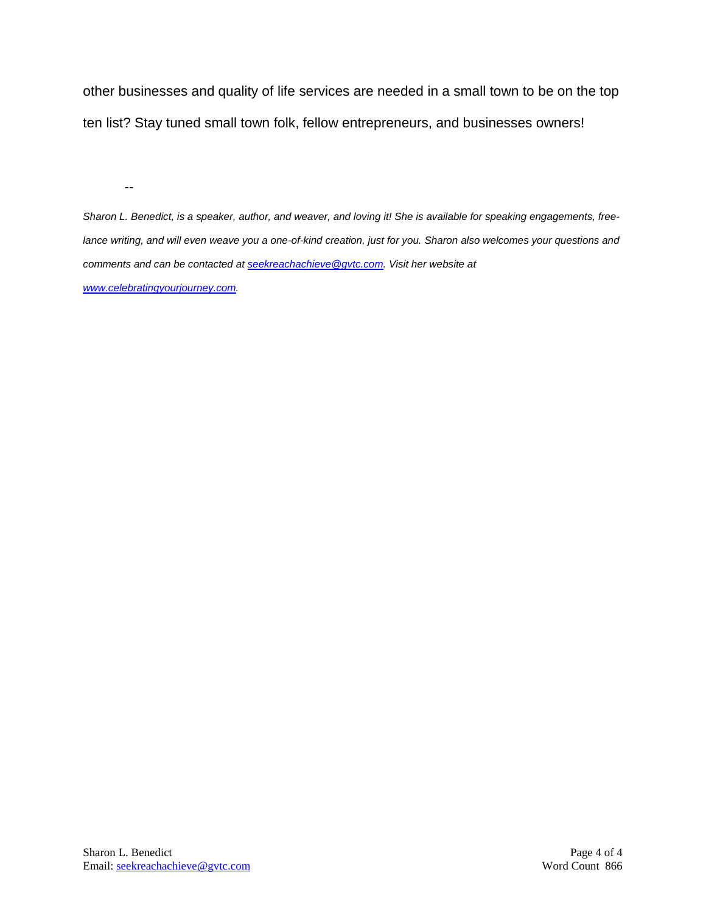other businesses and quality of life services are needed in a small town to be on the top ten list? Stay tuned small town folk, fellow entrepreneurs, and businesses owners!

--

*Sharon L. Benedict, is a speaker, author, and weaver, and loving it! She is available for speaking engagements, free-lance writing, and will even weave you a one-of-kind creation, just for you. Sharon also welcomes your questions and comments and can be contacted at [seekreachachieve@gvtc.com](mailto:seekreachachieve@gvtc.com). Visit her website at [www.celebratingyourjourney.com](http://www.celebratingyourjourney.com).*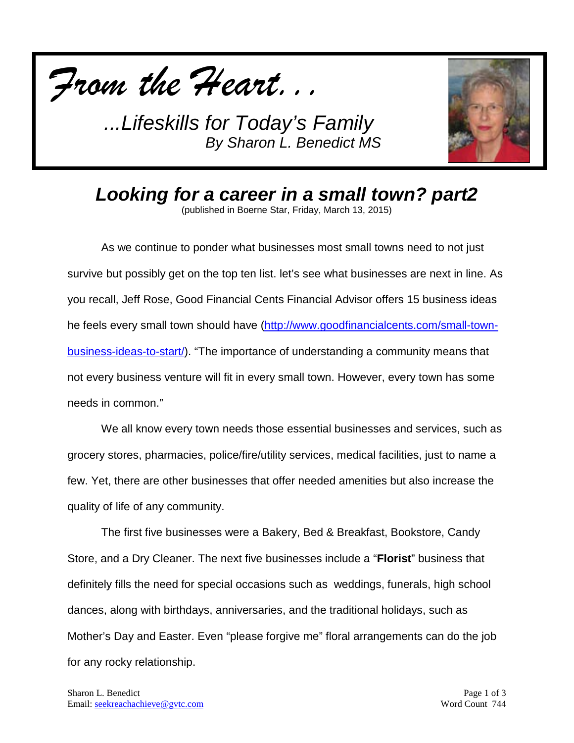*From the Heart...*

*...Lifeskills for Today's Family*
*By Sharon L. Benedict MS*

## *Looking for a career in a small town? part2*

(published in Boerne Star, Friday, March 13, 2015)

As we continue to ponder what businesses most small towns need to not just survive but possibly get on the top ten list. let's see what businesses are next in line. As you recall, Jeff Rose, Good Financial Cents Financial Advisor offers 15 business ideas he feels every small town should have (http://www.goodfinancialcents.com/small-town-business-ideas-to-start/). "The importance of understanding a community means that not every business venture will fit in every small town. However, every town has some needs in common."

We all know every town needs those essential businesses and services, such as grocery stores, pharmacies, police/fire/utility services, medical facilities, just to name a few. Yet, there are other businesses that offer needed amenities but also increase the quality of life of any community.

The first five businesses were a Bakery, Bed & Breakfast, Bookstore, Candy Store, and a Dry Cleaner. The next five businesses include a "**Florist**" business that definitely fills the need for special occasions such as weddings, funerals, high school dances, along with birthdays, anniversaries, and the traditional holidays, such as Mother's Day and Easter. Even "please forgive me" floral arrangements can do the job for any rocky relationship.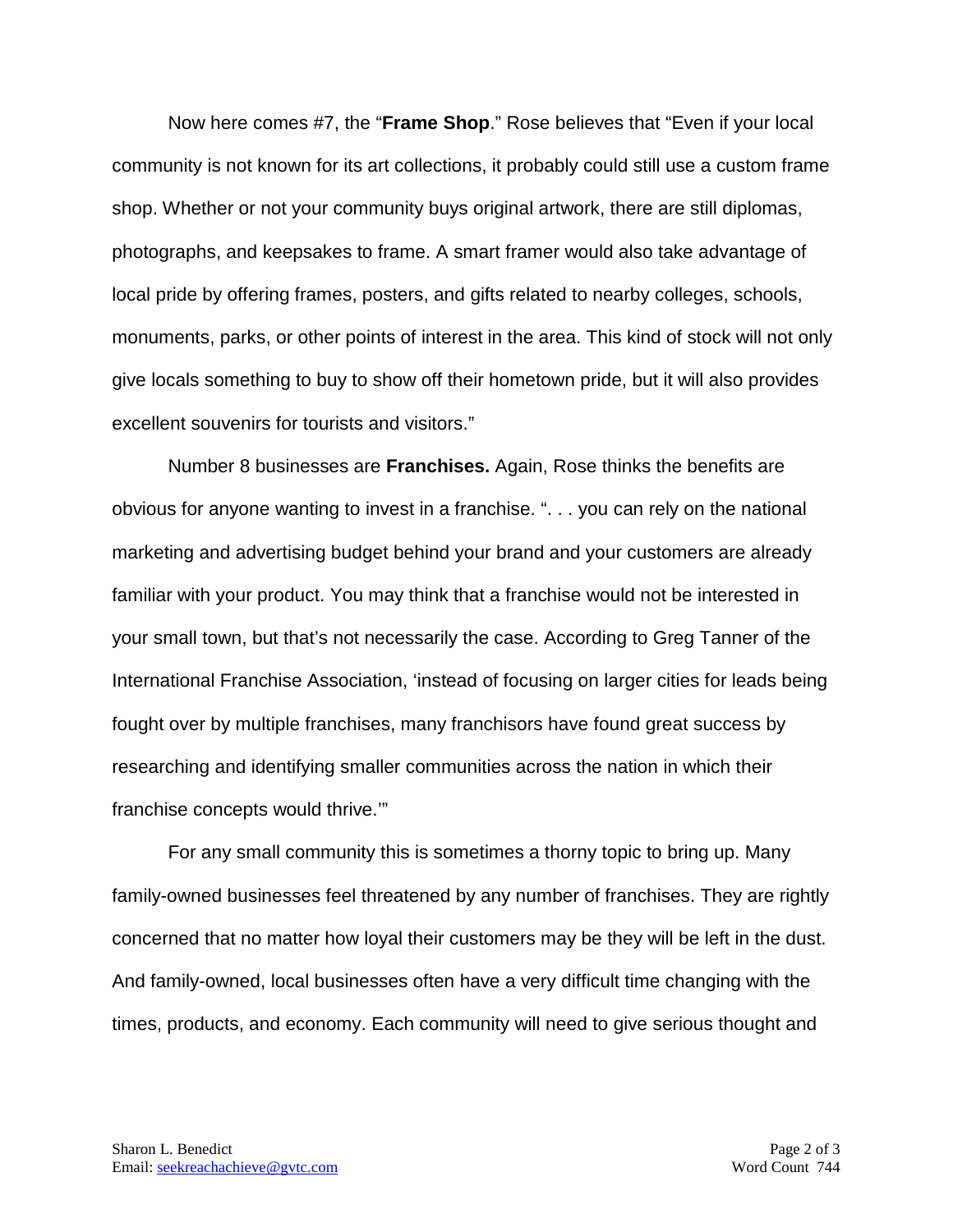Now here comes #7, the "**Frame Shop**." Rose believes that "Even if your local community is not known for its art collections, it probably could still use a custom frame shop. Whether or not your community buys original artwork, there are still diplomas, photographs, and keepsakes to frame. A smart framer would also take advantage of local pride by offering frames, posters, and gifts related to nearby colleges, schools, monuments, parks, or other points of interest in the area. This kind of stock will not only give locals something to buy to show off their hometown pride, but it will also provides excellent souvenirs for tourists and visitors."

Number 8 businesses are **Franchises.** Again, Rose thinks the benefits are obvious for anyone wanting to invest in a franchise. ". . . you can rely on the national marketing and advertising budget behind your brand and your customers are already familiar with your product. You may think that a franchise would not be interested in your small town, but that's not necessarily the case. According to Greg Tanner of the International Franchise Association, 'instead of focusing on larger cities for leads being fought over by multiple franchises, many franchisors have found great success by researching and identifying smaller communities across the nation in which their franchise concepts would thrive.'"

For any small community this is sometimes a thorny topic to bring up. Many family-owned businesses feel threatened by any number of franchises. They are rightly concerned that no matter how loyal their customers may be they will be left in the dust. And family-owned, local businesses often have a very difficult time changing with the times, products, and economy. Each community will need to give serious thought and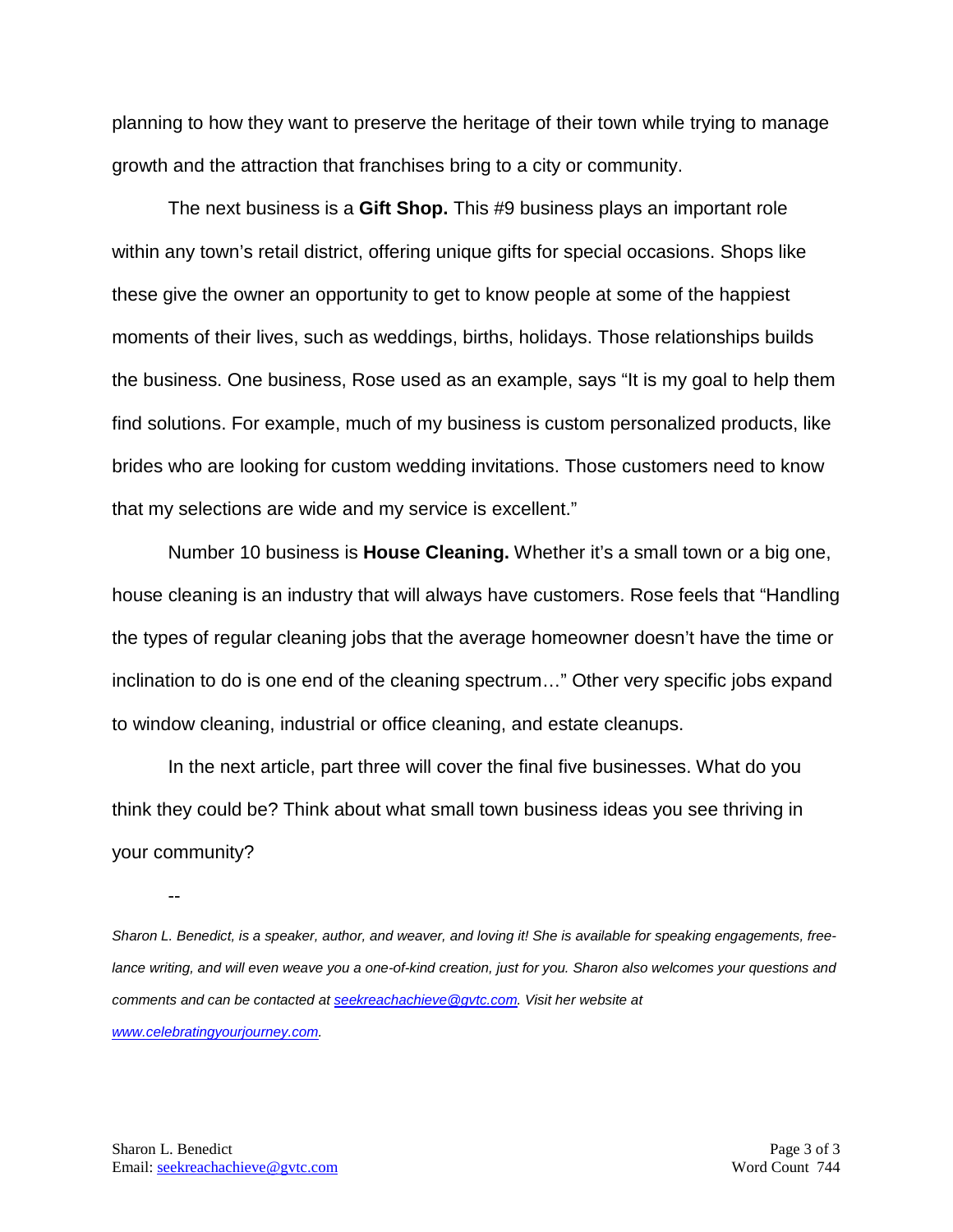planning to how they want to preserve the heritage of their town while trying to manage growth and the attraction that franchises bring to a city or community.

The next business is a **Gift Shop.** This #9 business plays an important role within any town's retail district, offering unique gifts for special occasions. Shops like these give the owner an opportunity to get to know people at some of the happiest moments of their lives, such as weddings, births, holidays. Those relationships builds the business. One business, Rose used as an example, says "It is my goal to help them find solutions. For example, much of my business is custom personalized products, like brides who are looking for custom wedding invitations. Those customers need to know that my selections are wide and my service is excellent."

Number 10 business is **House Cleaning.** Whether it's a small town or a big one, house cleaning is an industry that will always have customers. Rose feels that "Handling the types of regular cleaning jobs that the average homeowner doesn't have the time or inclination to do is one end of the cleaning spectrum…" Other very specific jobs expand to window cleaning, industrial or office cleaning, and estate cleanups.

In the next article, part three will cover the final five businesses. What do you think they could be? Think about what small town business ideas you see thriving in your community?

--

*Sharon L. Benedict, is a speaker, author, and weaver, and loving it! She is available for speaking engagements, free-lance writing, and will even weave you a one-of-kind creation, just for you. Sharon also welcomes your questions and comments and can be contacted at [seekreachachieve@gvtc.com](mailto:seekreachachieve@gvtc.com). Visit her website at [www.celebratingyourjourney.com](http://www.celebratingyourjourney.com).*

Sharon L. Benedict
Email: seekreachachieve@gvtc.com

Word Count 744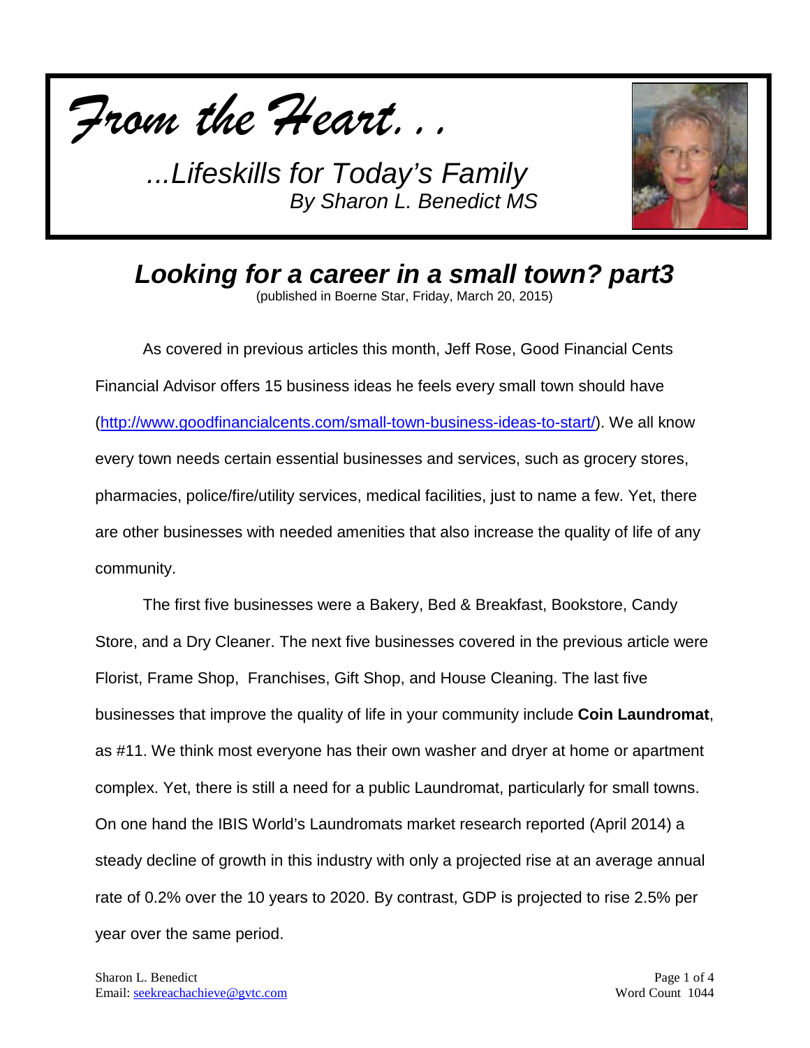*From the Heart...*

*...Lifeskills for Today's Family*
*By Sharon L. Benedict MS*

## *Looking for a career in a small town? part3*

(published in Boerne Star, Friday, March 20, 2015)

As covered in previous articles this month, Jeff Rose, Good Financial Cents Financial Advisor offers 15 business ideas he feels every small town should have (http://www.goodfinancialcents.com/small-town-business-ideas-to-start/). We all know every town needs certain essential businesses and services, such as grocery stores, pharmacies, police/fire/utility services, medical facilities, just to name a few. Yet, there are other businesses with needed amenities that also increase the quality of life of any community.

The first five businesses were a Bakery, Bed & Breakfast, Bookstore, Candy Store, and a Dry Cleaner. The next five businesses covered in the previous article were Florist, Frame Shop, Franchises, Gift Shop, and House Cleaning. The last five businesses that improve the quality of life in your community include **Coin Laundromat**, as #11. We think most everyone has their own washer and dryer at home or apartment complex. Yet, there is still a need for a public Laundromat, particularly for small towns. On one hand the IBIS World's Laundromats market research reported (April 2014) a steady decline of growth in this industry with only a projected rise at an average annual rate of 0.2% over the 10 years to 2020. By contrast, GDP is projected to rise 2.5% per year over the same period.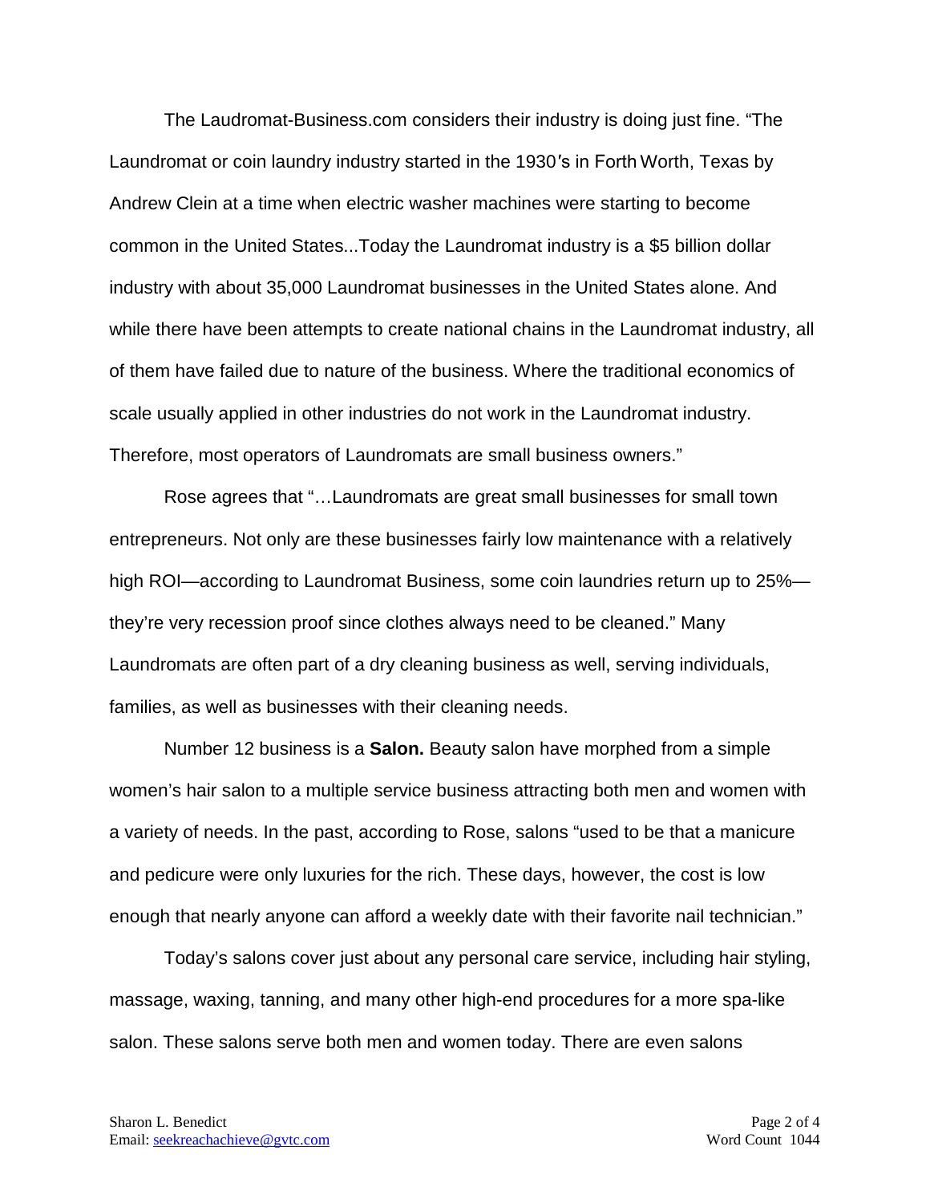The Laudromat-Business.com considers their industry is doing just fine. "The Laundromat or coin laundry industry started in the 1930′s in Forth Worth, Texas by Andrew Clein at a time when electric washer machines were starting to become common in the United States...Today the Laundromat industry is a $5 billion dollar industry with about 35,000 Laundromat businesses in the United States alone. And while there have been attempts to create national chains in the Laundromat industry, all of them have failed due to nature of the business. Where the traditional economics of scale usually applied in other industries do not work in the Laundromat industry. Therefore, most operators of Laundromats are small business owners."

Rose agrees that "…Laundromats are great small businesses for small town entrepreneurs. Not only are these businesses fairly low maintenance with a relatively high ROI—according to Laundromat Business, some coin laundries return up to 25%—they're very recession proof since clothes always need to be cleaned." Many Laundromats are often part of a dry cleaning business as well, serving individuals, families, as well as businesses with their cleaning needs.

Number 12 business is a **Salon.** Beauty salon have morphed from a simple women's hair salon to a multiple service business attracting both men and women with a variety of needs. In the past, according to Rose, salons "used to be that a manicure and pedicure were only luxuries for the rich. These days, however, the cost is low enough that nearly anyone can afford a weekly date with their favorite nail technician."

Today's salons cover just about any personal care service, including hair styling, massage, waxing, tanning, and many other high-end procedures for a more spa-like salon. These salons serve both men and women today. There are even salons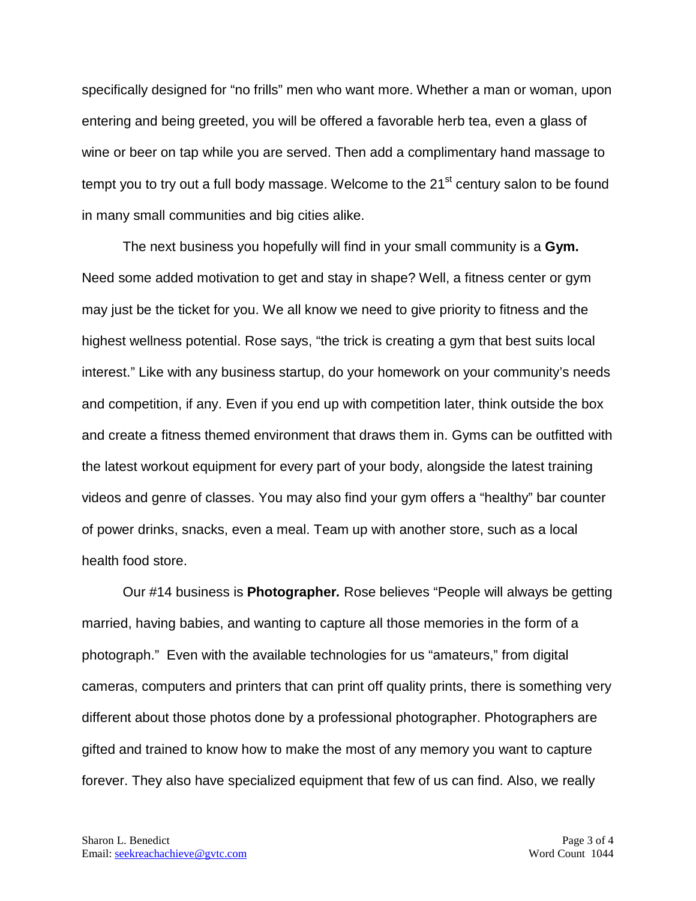specifically designed for "no frills" men who want more. Whether a man or woman, upon entering and being greeted, you will be offered a favorable herb tea, even a glass of wine or beer on tap while you are served. Then add a complimentary hand massage to tempt you to try out a full body massage. Welcome to the 21st century salon to be found in many small communities and big cities alike.

The next business you hopefully will find in your small community is a **Gym.** Need some added motivation to get and stay in shape? Well, a fitness center or gym may just be the ticket for you. We all know we need to give priority to fitness and the highest wellness potential. Rose says, "the trick is creating a gym that best suits local interest." Like with any business startup, do your homework on your community's needs and competition, if any. Even if you end up with competition later, think outside the box and create a fitness themed environment that draws them in. Gyms can be outfitted with the latest workout equipment for every part of your body, alongside the latest training videos and genre of classes. You may also find your gym offers a "healthy" bar counter of power drinks, snacks, even a meal. Team up with another store, such as a local health food store.

Our #14 business is **Photographer*.*** Rose believes "People will always be getting married, having babies, and wanting to capture all those memories in the form of a photograph." Even with the available technologies for us "amateurs," from digital cameras, computers and printers that can print off quality prints, there is something very different about those photos done by a professional photographer. Photographers are gifted and trained to know how to make the most of any memory you want to capture forever. They also have specialized equipment that few of us can find. Also, we really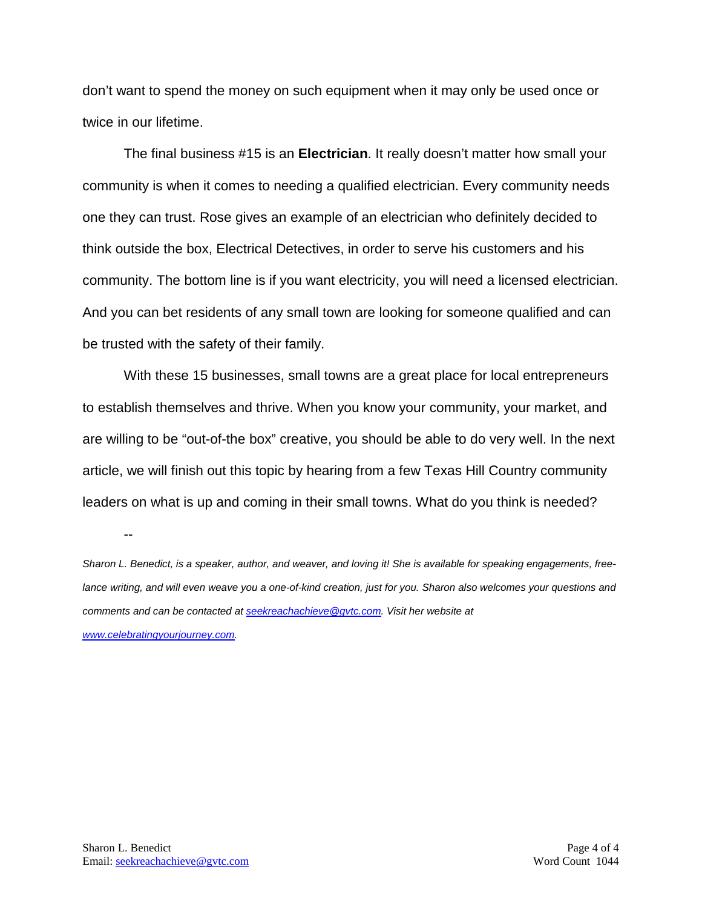don't want to spend the money on such equipment when it may only be used once or twice in our lifetime.

The final business #15 is an **Electrician**. It really doesn't matter how small your community is when it comes to needing a qualified electrician. Every community needs one they can trust. Rose gives an example of an electrician who definitely decided to think outside the box, Electrical Detectives, in order to serve his customers and his community. The bottom line is if you want electricity, you will need a licensed electrician. And you can bet residents of any small town are looking for someone qualified and can be trusted with the safety of their family.

With these 15 businesses, small towns are a great place for local entrepreneurs to establish themselves and thrive. When you know your community, your market, and are willing to be "out-of-the box" creative, you should be able to do very well. In the next article, we will finish out this topic by hearing from a few Texas Hill Country community leaders on what is up and coming in their small towns. What do you think is needed?

--

*Sharon L. Benedict, is a speaker, author, and weaver, and loving it! She is available for speaking engagements, free-lance writing, and will even weave you a one-of-kind creation, just for you. Sharon also welcomes your questions and comments and can be contacted at [seekreachachieve@gvtc.com](mailto:seekreachachieve@gvtc.com). Visit her website at [www.celebratingyourjourney.com](http://www.celebratingyourjourney.com).*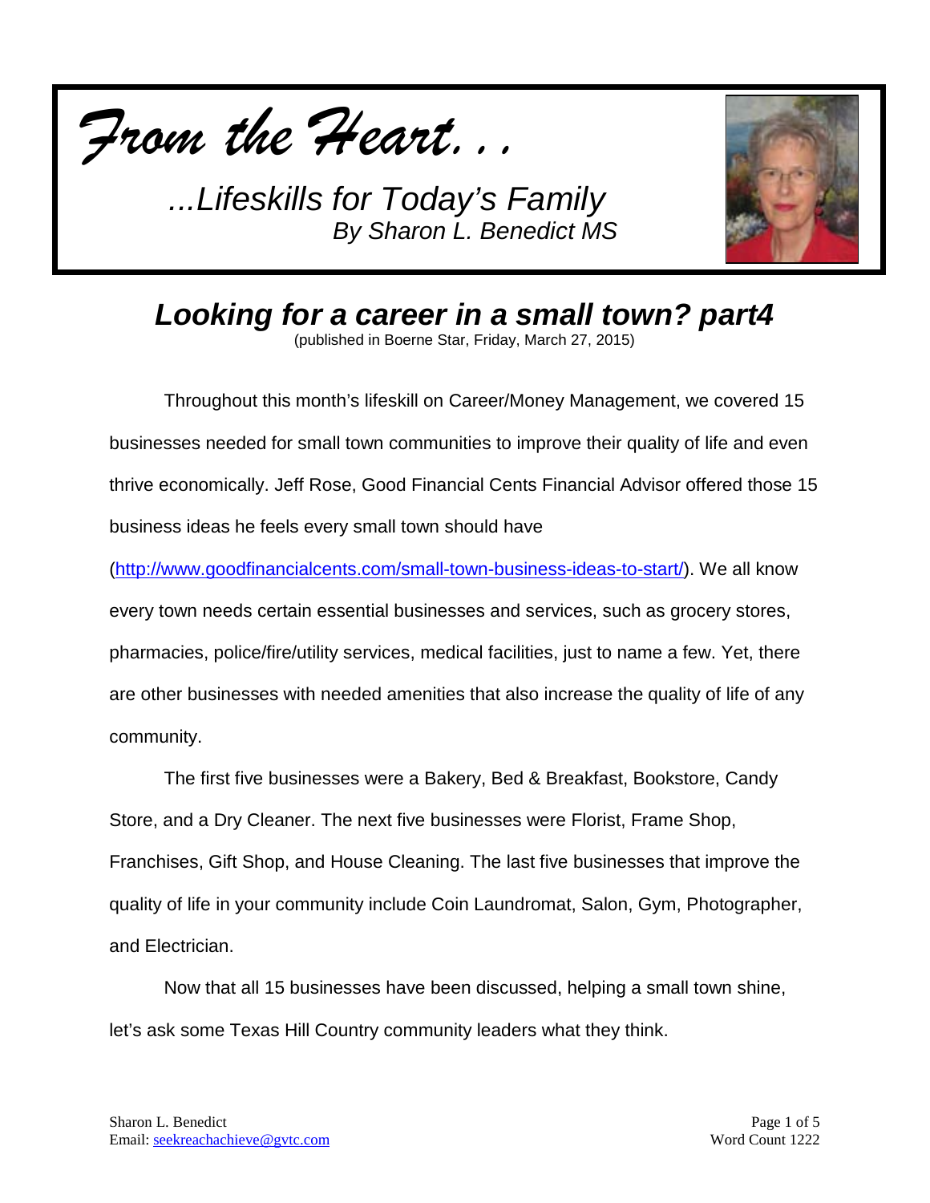*From the Heart...*

*...Lifeskills for Today's Family*
*By Sharon L. Benedict MS*

## *Looking for a career in a small town? part4*

(published in Boerne Star, Friday, March 27, 2015)

Throughout this month's lifeskill on Career/Money Management, we covered 15 businesses needed for small town communities to improve their quality of life and even thrive economically. Jeff Rose, Good Financial Cents Financial Advisor offered those 15 business ideas he feels every small town should have (http://www.goodfinancialcents.com/small-town-business-ideas-to-start/). We all know every town needs certain essential businesses and services, such as grocery stores, pharmacies, police/fire/utility services, medical facilities, just to name a few. Yet, there are other businesses with needed amenities that also increase the quality of life of any community.

The first five businesses were a Bakery, Bed & Breakfast, Bookstore, Candy Store, and a Dry Cleaner. The next five businesses were Florist, Frame Shop, Franchises, Gift Shop, and House Cleaning. The last five businesses that improve the quality of life in your community include Coin Laundromat, Salon, Gym, Photographer, and Electrician.

Now that all 15 businesses have been discussed, helping a small town shine, let's ask some Texas Hill Country community leaders what they think.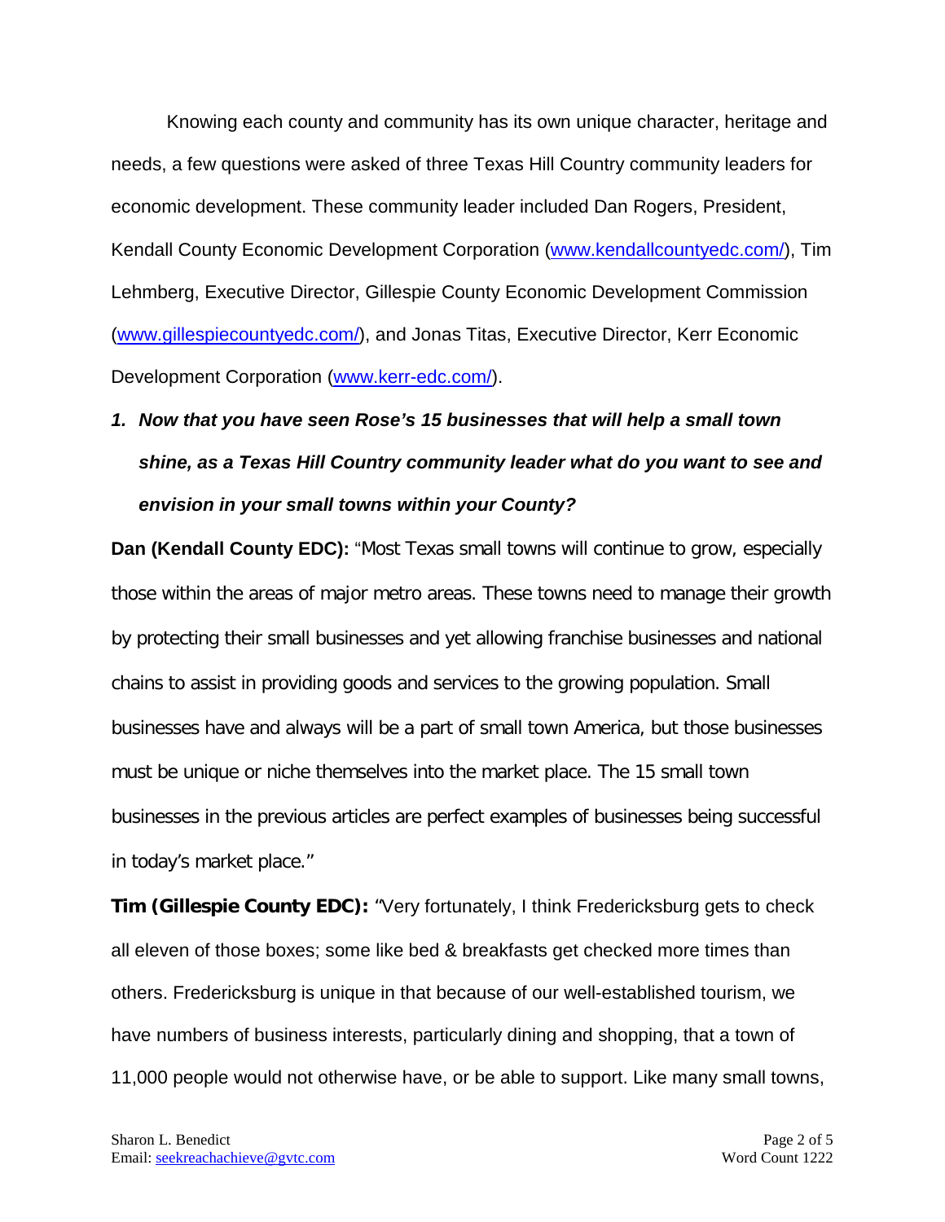Knowing each county and community has its own unique character, heritage and needs, a few questions were asked of three Texas Hill Country community leaders for economic development. These community leader included Dan Rogers, President, Kendall County Economic Development Corporation (www.kendallcountyedc.com/), Tim Lehmberg, Executive Director, Gillespie County Economic Development Commission (www.gillespiecountyedc.com/), and Jonas Titas, Executive Director, Kerr Economic Development Corporation (www.kerr-edc.com/).

1. ***Now that you have seen Rose's 15 businesses that will help a small town shine, as a Texas Hill Country community leader what do you want to see and envision in your small towns within your County?***

**Dan (Kendall County EDC):** "Most Texas small towns will continue to grow, especially those within the areas of major metro areas. These towns need to manage their growth by protecting their small businesses and yet allowing franchise businesses and national chains to assist in providing goods and services to the growing population. Small businesses have and always will be a part of small town America, but those businesses must be unique or niche themselves into the market place. The 15 small town businesses in the previous articles are perfect examples of businesses being successful in today's market place."

**Tim (Gillespie County EDC):** "Very fortunately, I think Fredericksburg gets to check all eleven of those boxes; some like bed & breakfasts get checked more times than others. Fredericksburg is unique in that because of our well-established tourism, we have numbers of business interests, particularly dining and shopping, that a town of 11,000 people would not otherwise have, or be able to support. Like many small towns,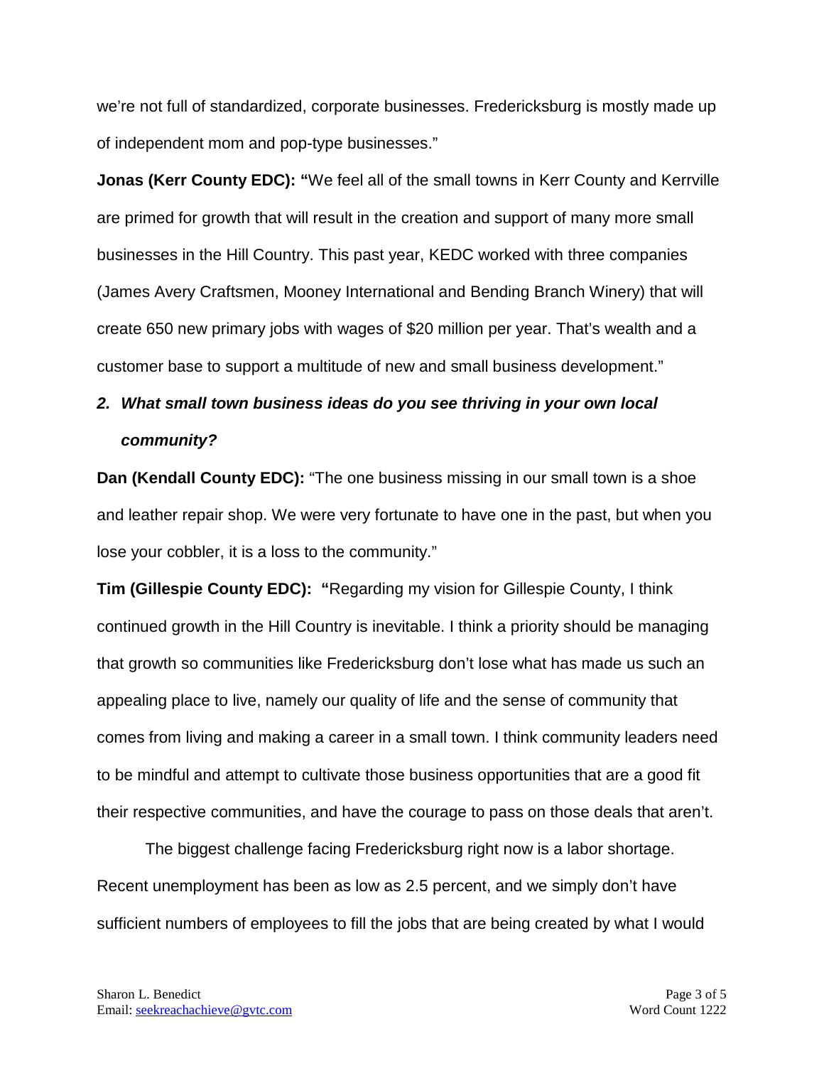we're not full of standardized, corporate businesses. Fredericksburg is mostly made up of independent mom and pop-type businesses."

**Jonas (Kerr County EDC): "**We feel all of the small towns in Kerr County and Kerrville are primed for growth that will result in the creation and support of many more small businesses in the Hill Country. This past year, KEDC worked with three companies (James Avery Craftsmen, Mooney International and Bending Branch Winery) that will create 650 new primary jobs with wages of $20 million per year. That's wealth and a customer base to support a multitude of new and small business development."

***2. What small town business ideas do you see thriving in your own local community?***

**Dan (Kendall County EDC):** "The one business missing in our small town is a shoe and leather repair shop. We were very fortunate to have one in the past, but when you lose your cobbler, it is a loss to the community."

**Tim (Gillespie County EDC): "**Regarding my vision for Gillespie County, I think continued growth in the Hill Country is inevitable. I think a priority should be managing that growth so communities like Fredericksburg don't lose what has made us such an appealing place to live, namely our quality of life and the sense of community that comes from living and making a career in a small town. I think community leaders need to be mindful and attempt to cultivate those business opportunities that are a good fit their respective communities, and have the courage to pass on those deals that aren't.

The biggest challenge facing Fredericksburg right now is a labor shortage. Recent unemployment has been as low as 2.5 percent, and we simply don't have sufficient numbers of employees to fill the jobs that are being created by what I would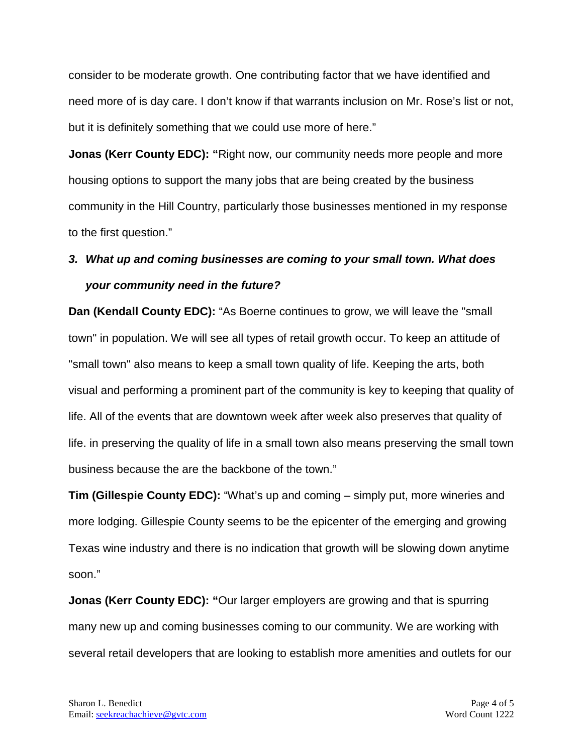consider to be moderate growth. One contributing factor that we have identified and need more of is day care. I don't know if that warrants inclusion on Mr. Rose's list or not, but it is definitely something that we could use more of here."

**Jonas (Kerr County EDC): "**Right now, our community needs more people and more housing options to support the many jobs that are being created by the business community in the Hill Country, particularly those businesses mentioned in my response to the first question."

***3. What up and coming businesses are coming to your small town. What does your community need in the future?***

**Dan (Kendall County EDC):** "As Boerne continues to grow, we will leave the "small town" in population. We will see all types of retail growth occur. To keep an attitude of "small town" also means to keep a small town quality of life. Keeping the arts, both visual and performing a prominent part of the community is key to keeping that quality of life. All of the events that are downtown week after week also preserves that quality of life. in preserving the quality of life in a small town also means preserving the small town business because the are the backbone of the town."

**Tim (Gillespie County EDC):** "What's up and coming – simply put, more wineries and more lodging. Gillespie County seems to be the epicenter of the emerging and growing Texas wine industry and there is no indication that growth will be slowing down anytime soon."

**Jonas (Kerr County EDC): "**Our larger employers are growing and that is spurring many new up and coming businesses coming to our community. We are working with several retail developers that are looking to establish more amenities and outlets for our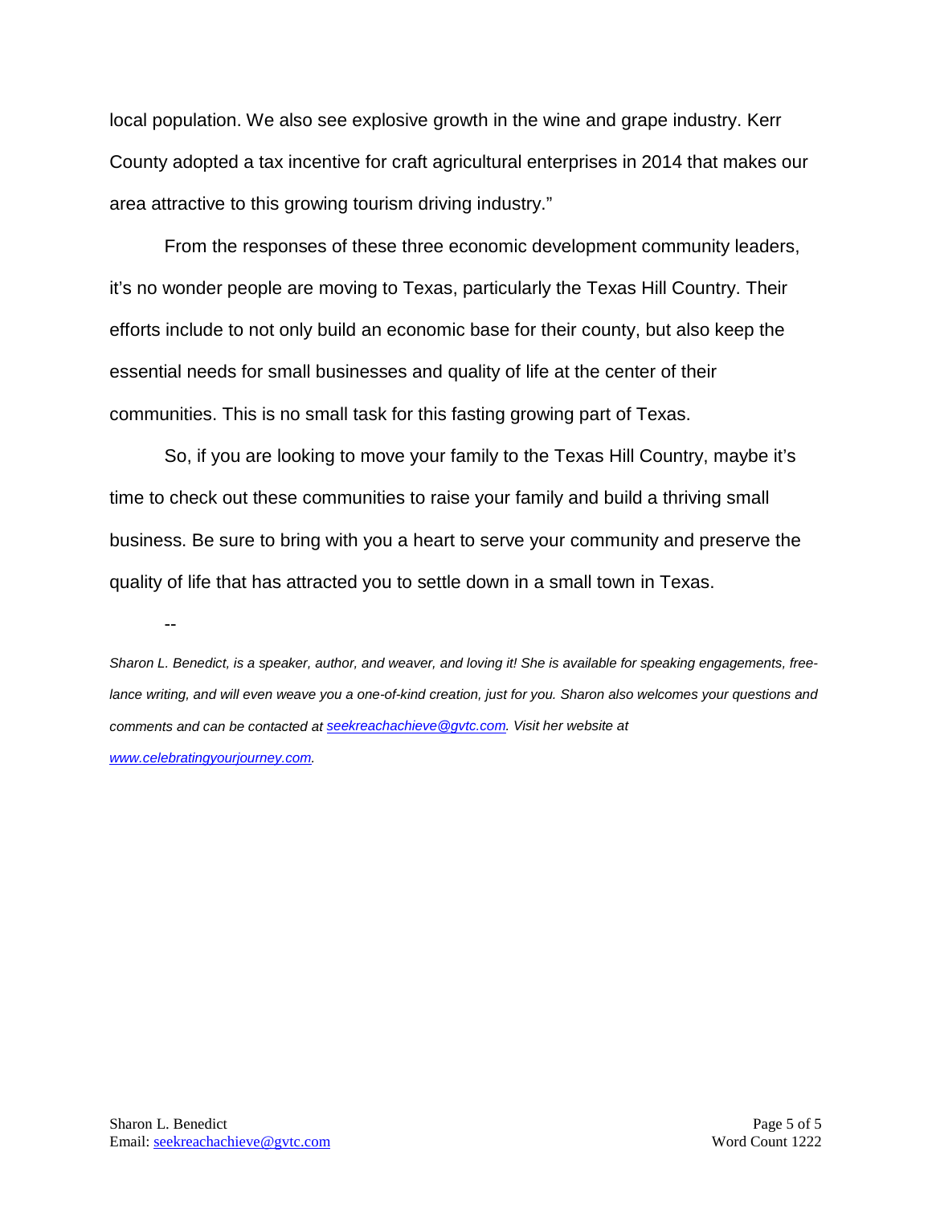local population. We also see explosive growth in the wine and grape industry. Kerr County adopted a tax incentive for craft agricultural enterprises in 2014 that makes our area attractive to this growing tourism driving industry."

From the responses of these three economic development community leaders, it's no wonder people are moving to Texas, particularly the Texas Hill Country. Their efforts include to not only build an economic base for their county, but also keep the essential needs for small businesses and quality of life at the center of their communities. This is no small task for this fasting growing part of Texas.

So, if you are looking to move your family to the Texas Hill Country, maybe it's time to check out these communities to raise your family and build a thriving small business. Be sure to bring with you a heart to serve your community and preserve the quality of life that has attracted you to settle down in a small town in Texas.

--

*Sharon L. Benedict, is a speaker, author, and weaver, and loving it! She is available for speaking engagements, free-lance writing, and will even weave you a one-of-kind creation, just for you. Sharon also welcomes your questions and comments and can be contacted at [seekreachachieve@gvtc.com](mailto:seekreachachieve@gvtc.com). Visit her website at [www.celebratingyourjourney.com](http://www.celebratingyourjourney.com).*